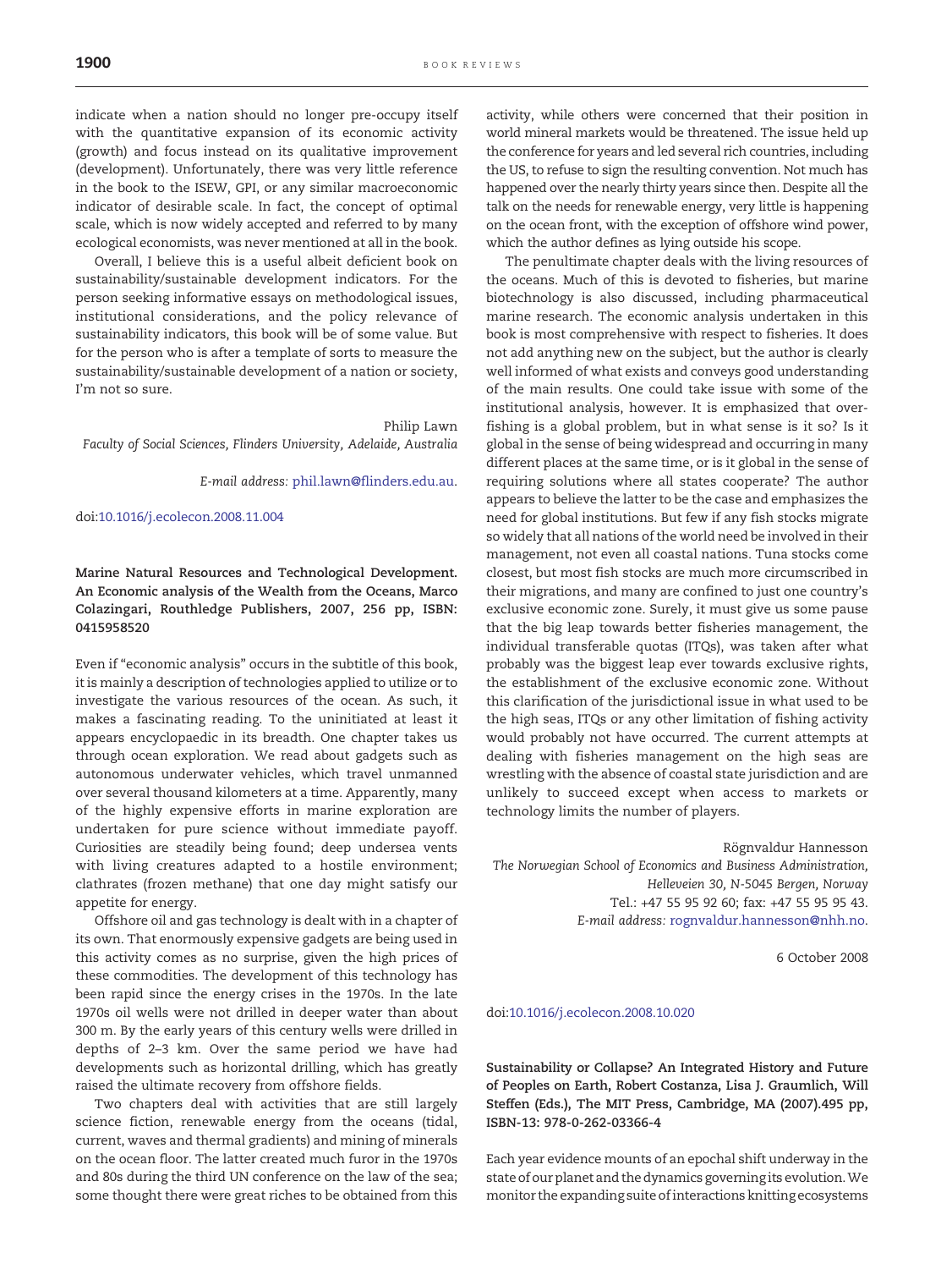indicate when a nation should no longer pre-occupy itself with the quantitative expansion of its economic activity (growth) and focus instead on its qualitative improvement (development). Unfortunately, there was very little reference in the book to the ISEW, GPI, or any similar macroeconomic indicator of desirable scale. In fact, the concept of optimal scale, which is now widely accepted and referred to by many ecological economists, was never mentioned at all in the book.

Overall, I believe this is a useful albeit deficient book on sustainability/sustainable development indicators. For the person seeking informative essays on methodological issues, institutional considerations, and the policy relevance of sustainability indicators, this book will be of some value. But for the person who is after a template of sorts to measure the sustainability/sustainable development of a nation or society, I'm not so sure.

Philip Lawn
*Faculty of Social Sciences, Flinders University, Adelaide, Australia*

*E-mail address:* phil.lawn@flinders.edu.au.

doi:10.1016/j.ecolecon.2008.11.004

**Marine Natural Resources and Technological Development. An Economic analysis of the Wealth from the Oceans, Marco Colazingari, Routhledge Publishers, 2007, 256 pp, ISBN: 0415958520**

Even if "economic analysis" occurs in the subtitle of this book, it is mainly a description of technologies applied to utilize or to investigate the various resources of the ocean. As such, it makes a fascinating reading. To the uninitiated at least it appears encyclopaedic in its breadth. One chapter takes us through ocean exploration. We read about gadgets such as autonomous underwater vehicles, which travel unmanned over several thousand kilometers at a time. Apparently, many of the highly expensive efforts in marine exploration are undertaken for pure science without immediate payoff. Curiosities are steadily being found; deep undersea vents with living creatures adapted to a hostile environment; clathrates (frozen methane) that one day might satisfy our appetite for energy.

Offshore oil and gas technology is dealt with in a chapter of its own. That enormously expensive gadgets are being used in this activity comes as no surprise, given the high prices of these commodities. The development of this technology has been rapid since the energy crises in the 1970s. In the late 1970s oil wells were not drilled in deeper water than about 300 m. By the early years of this century wells were drilled in depths of 2–3 km. Over the same period we have had developments such as horizontal drilling, which has greatly raised the ultimate recovery from offshore fields.

Two chapters deal with activities that are still largely science fiction, renewable energy from the oceans (tidal, current, waves and thermal gradients) and mining of minerals on the ocean floor. The latter created much furor in the 1970s and 80s during the third UN conference on the law of the sea; some thought there were great riches to be obtained from this activity, while others were concerned that their position in world mineral markets would be threatened. The issue held up the conference for years and led several rich countries, including the US, to refuse to sign the resulting convention. Not much has happened over the nearly thirty years since then. Despite all the talk on the needs for renewable energy, very little is happening on the ocean front, with the exception of offshore wind power, which the author defines as lying outside his scope.

The penultimate chapter deals with the living resources of the oceans. Much of this is devoted to fisheries, but marine biotechnology is also discussed, including pharmaceutical marine research. The economic analysis undertaken in this book is most comprehensive with respect to fisheries. It does not add anything new on the subject, but the author is clearly well informed of what exists and conveys good understanding of the main results. One could take issue with some of the institutional analysis, however. It is emphasized that overfishing is a global problem, but in what sense is it so? Is it global in the sense of being widespread and occurring in many different places at the same time, or is it global in the sense of requiring solutions where all states cooperate? The author appears to believe the latter to be the case and emphasizes the need for global institutions. But few if any fish stocks migrate so widely that all nations of the world need be involved in their management, not even all coastal nations. Tuna stocks come closest, but most fish stocks are much more circumscribed in their migrations, and many are confined to just one country's exclusive economic zone. Surely, it must give us some pause that the big leap towards better fisheries management, the individual transferable quotas (ITQs), was taken after what probably was the biggest leap ever towards exclusive rights, the establishment of the exclusive economic zone. Without this clarification of the jurisdictional issue in what used to be the high seas, ITQs or any other limitation of fishing activity would probably not have occurred. The current attempts at dealing with fisheries management on the high seas are wrestling with the absence of coastal state jurisdiction and are unlikely to succeed except when access to markets or technology limits the number of players.

Rögnvaldur Hannesson
*The Norwegian School of Economics and Business Administration, Helleveien 30, N-5045 Bergen, Norway*
Tel.: +47 55 95 92 60; fax: +47 55 95 95 43.
*E-mail address:* rognvaldur.hannesson@nhh.no.

6 October 2008

doi:10.1016/j.ecolecon.2008.10.020

**Sustainability or Collapse? An Integrated History and Future of Peoples on Earth, Robert Costanza, Lisa J. Graumlich, Will Steffen (Eds.), The MIT Press, Cambridge, MA (2007).495 pp, ISBN-13: 978-0-262-03366-4**

Each year evidence mounts of an epochal shift underway in the state of our planet and the dynamics governing its evolution. We monitor the expanding suite of interactions knitting ecosystems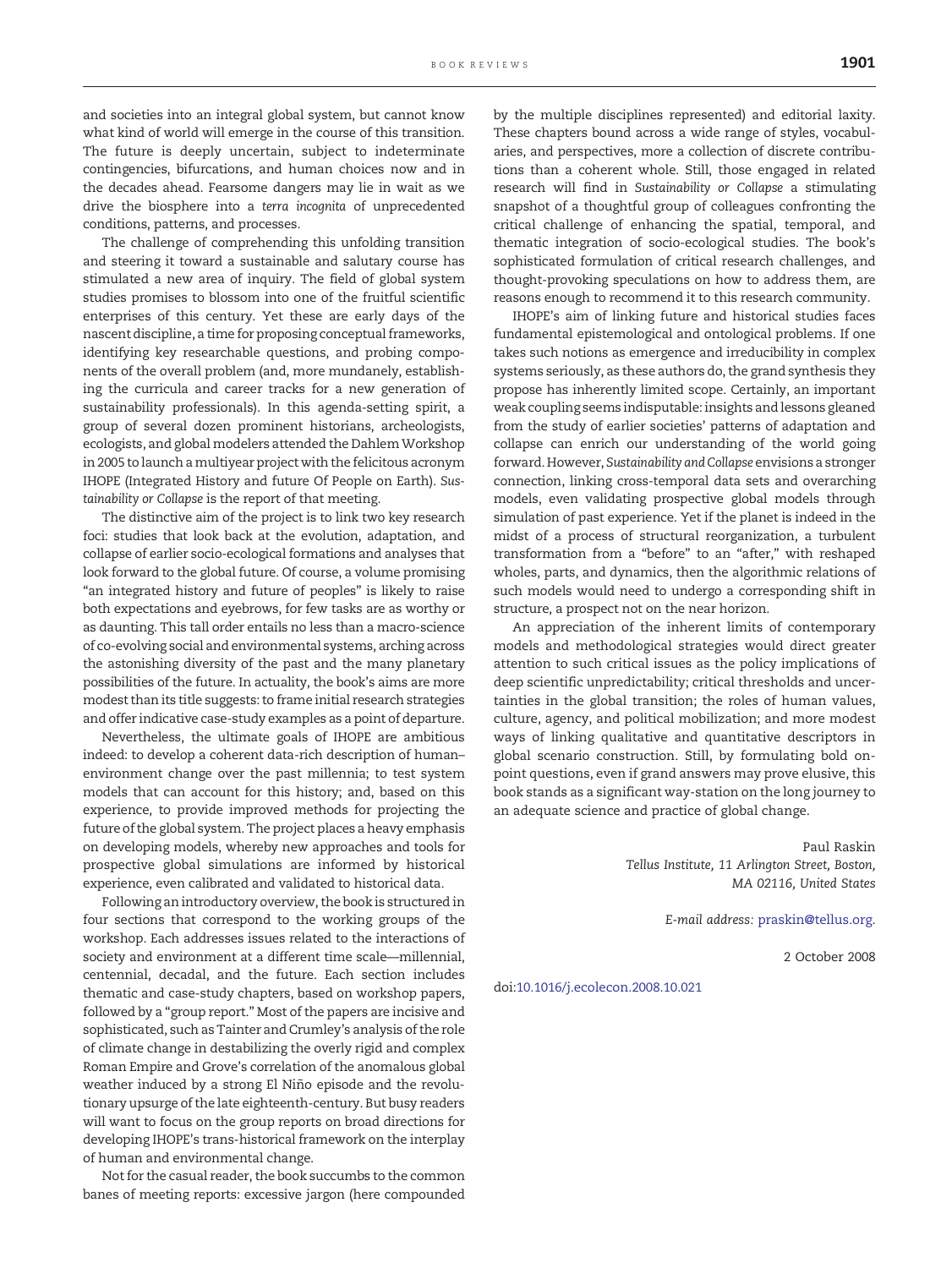and societies into an integral global system, but cannot know what kind of world will emerge in the course of this transition. The future is deeply uncertain, subject to indeterminate contingencies, bifurcations, and human choices now and in the decades ahead. Fearsome dangers may lie in wait as we drive the biosphere into a *terra incognita* of unprecedented conditions, patterns, and processes.

The challenge of comprehending this unfolding transition and steering it toward a sustainable and salutary course has stimulated a new area of inquiry. The field of global system studies promises to blossom into one of the fruitful scientific enterprises of this century. Yet these are early days of the nascent discipline, a time for proposing conceptual frameworks, identifying key researchable questions, and probing components of the overall problem (and, more mundanely, establishing the curricula and career tracks for a new generation of sustainability professionals). In this agenda-setting spirit, a group of several dozen prominent historians, archeologists, ecologists, and global modelers attended the Dahlem Workshop in 2005 to launch a multiyear project with the felicitous acronym IHOPE (Integrated History and future Of People on Earth). *Sustainability or Collapse* is the report of that meeting.

The distinctive aim of the project is to link two key research foci: studies that look back at the evolution, adaptation, and collapse of earlier socio-ecological formations and analyses that look forward to the global future. Of course, a volume promising "an integrated history and future of peoples" is likely to raise both expectations and eyebrows, for few tasks are as worthy or as daunting. This tall order entails no less than a macro-science of co-evolving social and environmental systems, arching across the astonishing diversity of the past and the many planetary possibilities of the future. In actuality, the book's aims are more modest than its title suggests: to frame initial research strategies and offer indicative case-study examples as a point of departure.

Nevertheless, the ultimate goals of IHOPE are ambitious indeed: to develop a coherent data-rich description of human–environment change over the past millennia; to test system models that can account for this history; and, based on this experience, to provide improved methods for projecting the future of the global system. The project places a heavy emphasis on developing models, whereby new approaches and tools for prospective global simulations are informed by historical experience, even calibrated and validated to historical data.

Following an introductory overview, the book is structured in four sections that correspond to the working groups of the workshop. Each addresses issues related to the interactions of society and environment at a different time scale—millennial, centennial, decadal, and the future. Each section includes thematic and case-study chapters, based on workshop papers, followed by a "group report." Most of the papers are incisive and sophisticated, such as Tainter and Crumley's analysis of the role of climate change in destabilizing the overly rigid and complex Roman Empire and Grove's correlation of the anomalous global weather induced by a strong El Niño episode and the revolutionary upsurge of the late eighteenth-century. But busy readers will want to focus on the group reports on broad directions for developing IHOPE's trans-historical framework on the interplay of human and environmental change.

Not for the casual reader, the book succumbs to the common banes of meeting reports: excessive jargon (here compounded by the multiple disciplines represented) and editorial laxity. These chapters bound across a wide range of styles, vocabularies, and perspectives, more a collection of discrete contributions than a coherent whole. Still, those engaged in related research will find in *Sustainability or Collapse* a stimulating snapshot of a thoughtful group of colleagues confronting the critical challenge of enhancing the spatial, temporal, and thematic integration of socio-ecological studies. The book's sophisticated formulation of critical research challenges, and thought-provoking speculations on how to address them, are reasons enough to recommend it to this research community.

IHOPE's aim of linking future and historical studies faces fundamental epistemological and ontological problems. If one takes such notions as emergence and irreducibility in complex systems seriously, as these authors do, the grand synthesis they propose has inherently limited scope. Certainly, an important weak coupling seems indisputable: insights and lessons gleaned from the study of earlier societies' patterns of adaptation and collapse can enrich our understanding of the world going forward. However, *Sustainability and Collapse* envisions a stronger connection, linking cross-temporal data sets and overarching models, even validating prospective global models through simulation of past experience. Yet if the planet is indeed in the midst of a process of structural reorganization, a turbulent transformation from a "before" to an "after," with reshaped wholes, parts, and dynamics, then the algorithmic relations of such models would need to undergo a corresponding shift in structure, a prospect not on the near horizon.

An appreciation of the inherent limits of contemporary models and methodological strategies would direct greater attention to such critical issues as the policy implications of deep scientific unpredictability; critical thresholds and uncertainties in the global transition; the roles of human values, culture, agency, and political mobilization; and more modest ways of linking qualitative and quantitative descriptors in global scenario construction. Still, by formulating bold on-point questions, even if grand answers may prove elusive, this book stands as a significant way-station on the long journey to an adequate science and practice of global change.

Paul Raskin
*Tellus Institute, 11 Arlington Street, Boston, MA 02116, United States*

*E-mail address:* praskin@tellus.org.

2 October 2008

doi:10.1016/j.ecolecon.2008.10.021